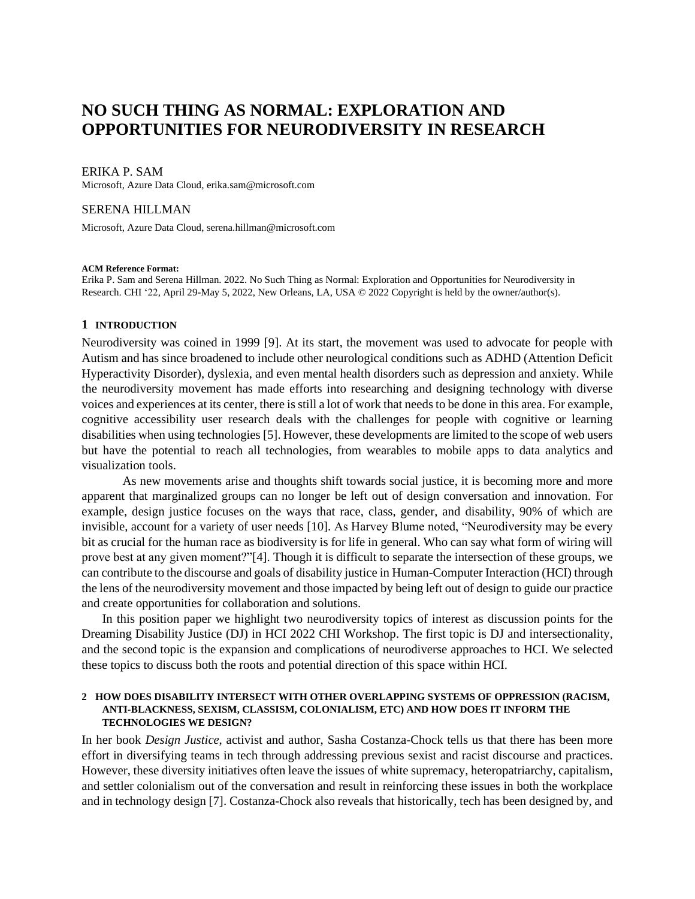# NO SUCH THING AS NORMAL: EXPLORATION AND OPPORTUNITIES FOR NEURODIVERSITY IN RESEARCH

ERIKA P. SAM

Microsoft, Azure Data Cloud, erika.sam@microsoft.com

SERENA HILLMAN

Microsoft, Azure Data Cloud, serena.hillman@microsoft.com

**ACM Reference Format:**

Erika P. Sam and Serena Hillman. 2022. No Such Thing as Normal: Exploration and Opportunities for Neurodiversity in Research. CHI '22, April 29-May 5, 2022, New Orleans, LA, USA © 2022 Copyright is held by the owner/author(s).

## 1 INTRODUCTION

Neurodiversity was coined in 1999 [9]. At its start, the movement was used to advocate for people with Autism and has since broadened to include other neurological conditions such as ADHD (Attention Deficit Hyperactivity Disorder), dyslexia, and even mental health disorders such as depression and anxiety. While the neurodiversity movement has made efforts into researching and designing technology with diverse voices and experiences at its center, there is still a lot of work that needs to be done in this area. For example, cognitive accessibility user research deals with the challenges for people with cognitive or learning disabilities when using technologies [5]. However, these developments are limited to the scope of web users but have the potential to reach all technologies, from wearables to mobile apps to data analytics and visualization tools.

As new movements arise and thoughts shift towards social justice, it is becoming more and more apparent that marginalized groups can no longer be left out of design conversation and innovation. For example, design justice focuses on the ways that race, class, gender, and disability, 90% of which are invisible, account for a variety of user needs [10]. As Harvey Blume noted, "Neurodiversity may be every bit as crucial for the human race as biodiversity is for life in general. Who can say what form of wiring will prove best at any given moment?"[4]. Though it is difficult to separate the intersection of these groups, we can contribute to the discourse and goals of disability justice in Human-Computer Interaction (HCI) through the lens of the neurodiversity movement and those impacted by being left out of design to guide our practice and create opportunities for collaboration and solutions.

In this position paper we highlight two neurodiversity topics of interest as discussion points for the Dreaming Disability Justice (DJ) in HCI 2022 CHI Workshop. The first topic is DJ and intersectionality, and the second topic is the expansion and complications of neurodiverse approaches to HCI. We selected these topics to discuss both the roots and potential direction of this space within HCI.

## 2 HOW DOES DISABILITY INTERSECT WITH OTHER OVERLAPPING SYSTEMS OF OPPRESSION (RACISM, ANTI-BLACKNESS, SEXISM, CLASSISM, COLONIALISM, ETC) AND HOW DOES IT INFORM THE TECHNOLOGIES WE DESIGN?

In her book *Design Justice*, activist and author, Sasha Costanza-Chock tells us that there has been more effort in diversifying teams in tech through addressing previous sexist and racist discourse and practices. However, these diversity initiatives often leave the issues of white supremacy, heteropatriarchy, capitalism, and settler colonialism out of the conversation and result in reinforcing these issues in both the workplace and in technology design [7]. Costanza-Chock also reveals that historically, tech has been designed by, and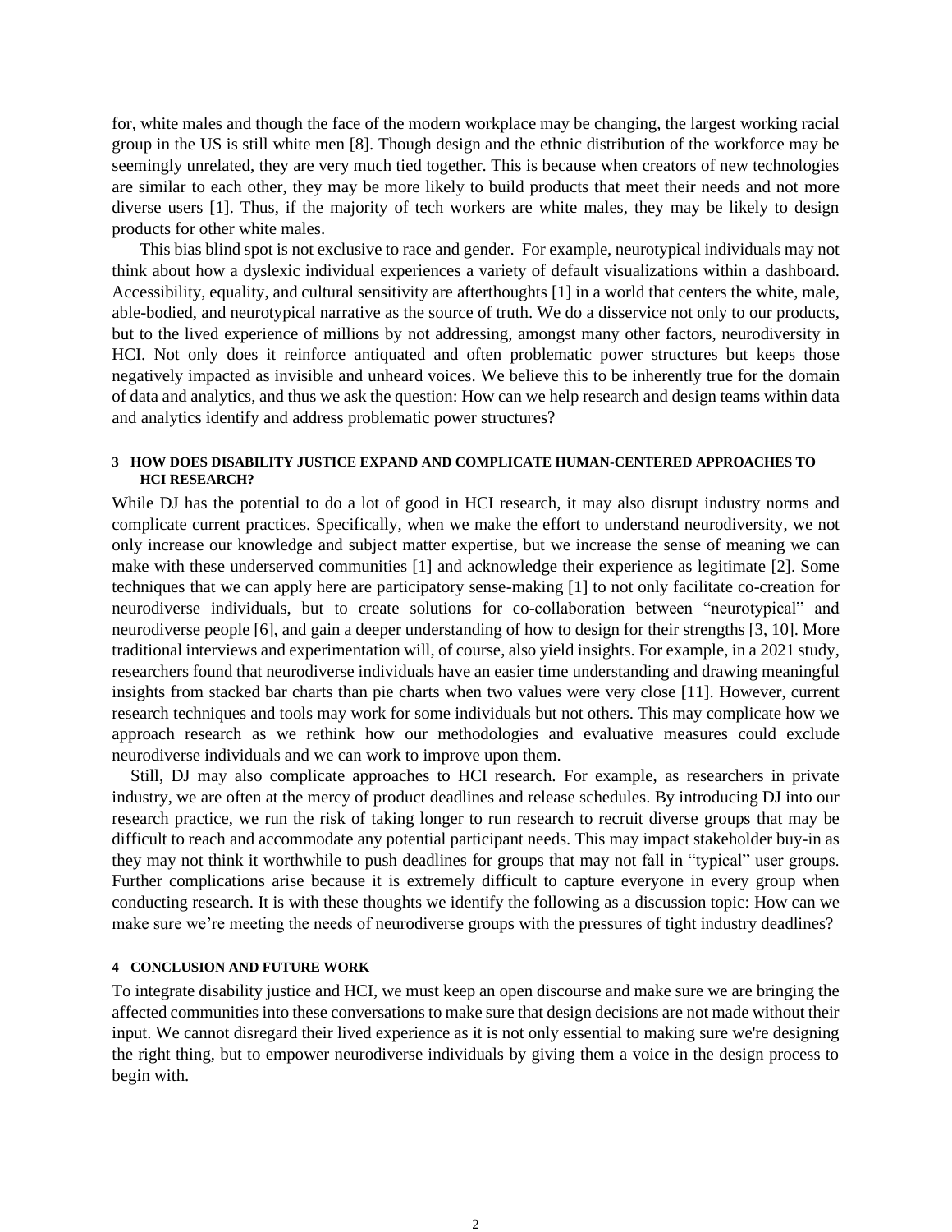for, white males and though the face of the modern workplace may be changing, the largest working racial group in the US is still white men [8]. Though design and the ethnic distribution of the workforce may be seemingly unrelated, they are very much tied together. This is because when creators of new technologies are similar to each other, they may be more likely to build products that meet their needs and not more diverse users [1]. Thus, if the majority of tech workers are white males, they may be likely to design products for other white males.

This bias blind spot is not exclusive to race and gender. For example, neurotypical individuals may not think about how a dyslexic individual experiences a variety of default visualizations within a dashboard. Accessibility, equality, and cultural sensitivity are afterthoughts [1] in a world that centers the white, male, able-bodied, and neurotypical narrative as the source of truth. We do a disservice not only to our products, but to the lived experience of millions by not addressing, amongst many other factors, neurodiversity in HCI. Not only does it reinforce antiquated and often problematic power structures but keeps those negatively impacted as invisible and unheard voices. We believe this to be inherently true for the domain of data and analytics, and thus we ask the question: How can we help research and design teams within data and analytics identify and address problematic power structures?

### 3 HOW DOES DISABILITY JUSTICE EXPAND AND COMPLICATE HUMAN-CENTERED APPROACHES TO HCI RESEARCH?

While DJ has the potential to do a lot of good in HCI research, it may also disrupt industry norms and complicate current practices. Specifically, when we make the effort to understand neurodiversity, we not only increase our knowledge and subject matter expertise, but we increase the sense of meaning we can make with these underserved communities [1] and acknowledge their experience as legitimate [2]. Some techniques that we can apply here are participatory sense-making [1] to not only facilitate co-creation for neurodiverse individuals, but to create solutions for co-collaboration between "neurotypical" and neurodiverse people [6], and gain a deeper understanding of how to design for their strengths [3, 10]. More traditional interviews and experimentation will, of course, also yield insights. For example, in a 2021 study, researchers found that neurodiverse individuals have an easier time understanding and drawing meaningful insights from stacked bar charts than pie charts when two values were very close [11]. However, current research techniques and tools may work for some individuals but not others. This may complicate how we approach research as we rethink how our methodologies and evaluative measures could exclude neurodiverse individuals and we can work to improve upon them.

Still, DJ may also complicate approaches to HCI research. For example, as researchers in private industry, we are often at the mercy of product deadlines and release schedules. By introducing DJ into our research practice, we run the risk of taking longer to run research to recruit diverse groups that may be difficult to reach and accommodate any potential participant needs. This may impact stakeholder buy-in as they may not think it worthwhile to push deadlines for groups that may not fall in "typical" user groups. Further complications arise because it is extremely difficult to capture everyone in every group when conducting research. It is with these thoughts we identify the following as a discussion topic: How can we make sure we're meeting the needs of neurodiverse groups with the pressures of tight industry deadlines?

### 4 CONCLUSION AND FUTURE WORK

To integrate disability justice and HCI, we must keep an open discourse and make sure we are bringing the affected communities into these conversations to make sure that design decisions are not made without their input. We cannot disregard their lived experience as it is not only essential to making sure we're designing the right thing, but to empower neurodiverse individuals by giving them a voice in the design process to begin with.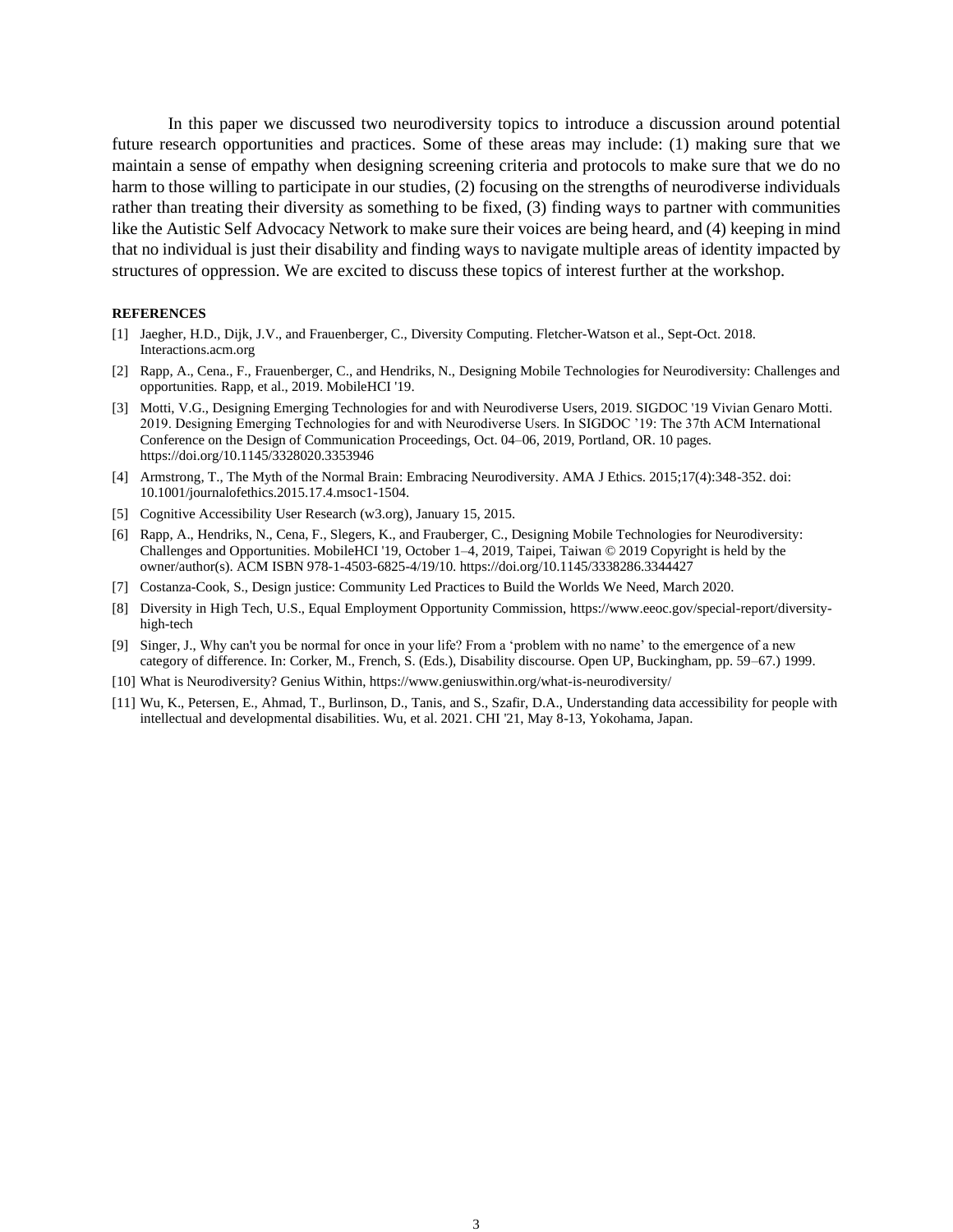In this paper we discussed two neurodiversity topics to introduce a discussion around potential future research opportunities and practices. Some of these areas may include: (1) making sure that we maintain a sense of empathy when designing screening criteria and protocols to make sure that we do no harm to those willing to participate in our studies, (2) focusing on the strengths of neurodiverse individuals rather than treating their diversity as something to be fixed, (3) finding ways to partner with communities like the Autistic Self Advocacy Network to make sure their voices are being heard, and (4) keeping in mind that no individual is just their disability and finding ways to navigate multiple areas of identity impacted by structures of oppression. We are excited to discuss these topics of interest further at the workshop.

**REFERENCES**

[1] Jaegher, H.D., Dijk, J.V., and Frauenberger, C., Diversity Computing. Fletcher-Watson et al., Sept-Oct. 2018. Interactions.acm.org

[2] Rapp, A., Cena., F., Frauenberger, C., and Hendriks, N., Designing Mobile Technologies for Neurodiversity: Challenges and opportunities. Rapp, et al., 2019. MobileHCI '19.

[3] Motti, V.G., Designing Emerging Technologies for and with Neurodiverse Users, 2019. SIGDOC '19 Vivian Genaro Motti. 2019. Designing Emerging Technologies for and with Neurodiverse Users. In SIGDOC '19: The 37th ACM International Conference on the Design of Communication Proceedings, Oct. 04–06, 2019, Portland, OR. 10 pages. https://doi.org/10.1145/3328020.3353946

[4] Armstrong, T., The Myth of the Normal Brain: Embracing Neurodiversity. AMA J Ethics. 2015;17(4):348-352. doi: 10.1001/journalofethics.2015.17.4.msoc1-1504.

[5] Cognitive Accessibility User Research (w3.org), January 15, 2015.

[6] Rapp, A., Hendriks, N., Cena, F., Slegers, K., and Frauberger, C., Designing Mobile Technologies for Neurodiversity: Challenges and Opportunities. MobileHCI '19, October 1–4, 2019, Taipei, Taiwan © 2019 Copyright is held by the owner/author(s). ACM ISBN 978-1-4503-6825-4/19/10. https://doi.org/10.1145/3338286.3344427

[7] Costanza-Cook, S., Design justice: Community Led Practices to Build the Worlds We Need, March 2020.

[8] Diversity in High Tech, U.S., Equal Employment Opportunity Commission, https://www.eeoc.gov/special-report/diversity-high-tech

[9] Singer, J., Why can't you be normal for once in your life? From a 'problem with no name' to the emergence of a new category of difference. In: Corker, M., French, S. (Eds.), Disability discourse. Open UP, Buckingham, pp. 59–67.) 1999.

[10] What is Neurodiversity? Genius Within, https://www.geniuswithin.org/what-is-neurodiversity/

[11] Wu, K., Petersen, E., Ahmad, T., Burlinson, D., Tanis, and S., Szafir, D.A., Understanding data accessibility for people with intellectual and developmental disabilities. Wu, et al. 2021. CHI '21, May 8-13, Yokohama, Japan.